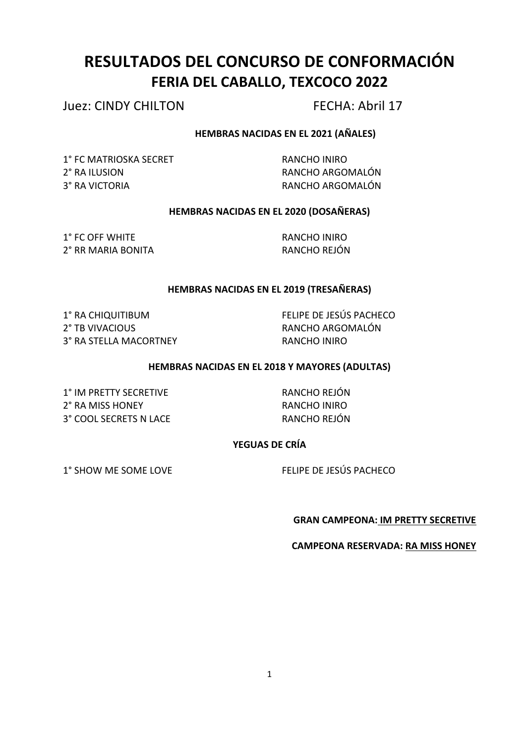# RESULTADOS DEL CONCURSO DE CONFORMACIÓN
## FERIA DEL CABALLO, TEXCOCO 2022

Juez: CINDY CHILTON FECHA: Abril 17

### HEMBRAS NACIDAS EN EL 2021 (AÑALES)

| | |
|---|---|
| 1° FC MATRIOSKA SECRET | RANCHO INIRO |
| 2° RA ILUSION | RANCHO ARGOMALÓN |
| 3° RA VICTORIA | RANCHO ARGOMALÓN |

### HEMBRAS NACIDAS EN EL 2020 (DOSAÑERAS)

| | |
|---|---|
| 1° FC OFF WHITE | RANCHO INIRO |
| 2° RR MARIA BONITA | RANCHO REJÓN |

### HEMBRAS NACIDAS EN EL 2019 (TRESAÑERAS)

| | |
|---|---|
| 1° RA CHIQUITIBUM | FELIPE DE JESÚS PACHECO |
| 2° TB VIVACIOUS | RANCHO ARGOMALÓN |
| 3° RA STELLA MACORTNEY | RANCHO INIRO |

### HEMBRAS NACIDAS EN EL 2018 Y MAYORES (ADULTAS)

| | |
|---|---|
| 1° IM PRETTY SECRETIVE | RANCHO REJÓN |
| 2° RA MISS HONEY | RANCHO INIRO |
| 3° COOL SECRETS N LACE | RANCHO REJÓN |

### YEGUAS DE CRÍA

| | |
|---|---|
| 1° SHOW ME SOME LOVE | FELIPE DE JESÚS PACHECO |

**GRAN CAMPEONA: IM PRETTY SECRETIVE**

**CAMPEONA RESERVADA: RA MISS HONEY**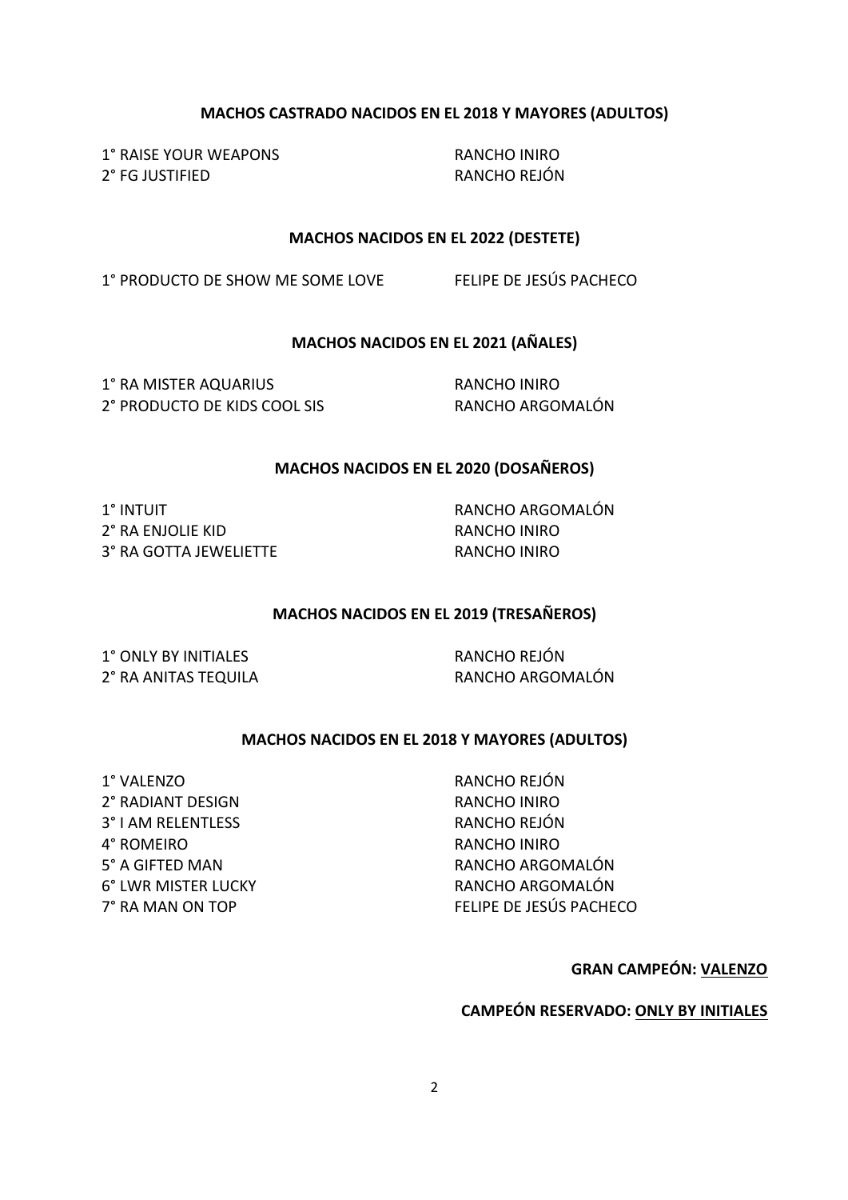**MACHOS CASTRADO NACIDOS EN EL 2018 Y MAYORES (ADULTOS)**

| | |
|---|---|
| 1° RAISE YOUR WEAPONS | RANCHO INIRO |
| 2° FG JUSTIFIED | RANCHO REJÓN |

**MACHOS NACIDOS EN EL 2022 (DESTETE)**

| | |
|---|---|
| 1° PRODUCTO DE SHOW ME SOME LOVE | FELIPE DE JESÚS PACHECO |

**MACHOS NACIDOS EN EL 2021 (AÑALES)**

| | |
|---|---|
| 1° RA MISTER AQUARIUS | RANCHO INIRO |
| 2° PRODUCTO DE KIDS COOL SIS | RANCHO ARGOMALÓN |

**MACHOS NACIDOS EN EL 2020 (DOSAÑEROS)**

| | |
|---|---|
| 1° INTUIT | RANCHO ARGOMALÓN |
| 2° RA ENJOLIE KID | RANCHO INIRO |
| 3° RA GOTTA JEWELIETTE | RANCHO INIRO |

**MACHOS NACIDOS EN EL 2019 (TRESAÑEROS)**

| | |
|---|---|
| 1° ONLY BY INITIALES | RANCHO REJÓN |
| 2° RA ANITAS TEQUILA | RANCHO ARGOMALÓN |

**MACHOS NACIDOS EN EL 2018 Y MAYORES (ADULTOS)**

| | |
|---|---|
| 1° VALENZO | RANCHO REJÓN |
| 2° RADIANT DESIGN | RANCHO INIRO |
| 3° I AM RELENTLESS | RANCHO REJÓN |
| 4° ROMEIRO | RANCHO INIRO |
| 5° A GIFTED MAN | RANCHO ARGOMALÓN |
| 6° LWR MISTER LUCKY | RANCHO ARGOMALÓN |
| 7° RA MAN ON TOP | FELIPE DE JESÚS PACHECO |

**GRAN CAMPEÓN: VALENZO**

**CAMPEÓN RESERVADO: ONLY BY INITIALES**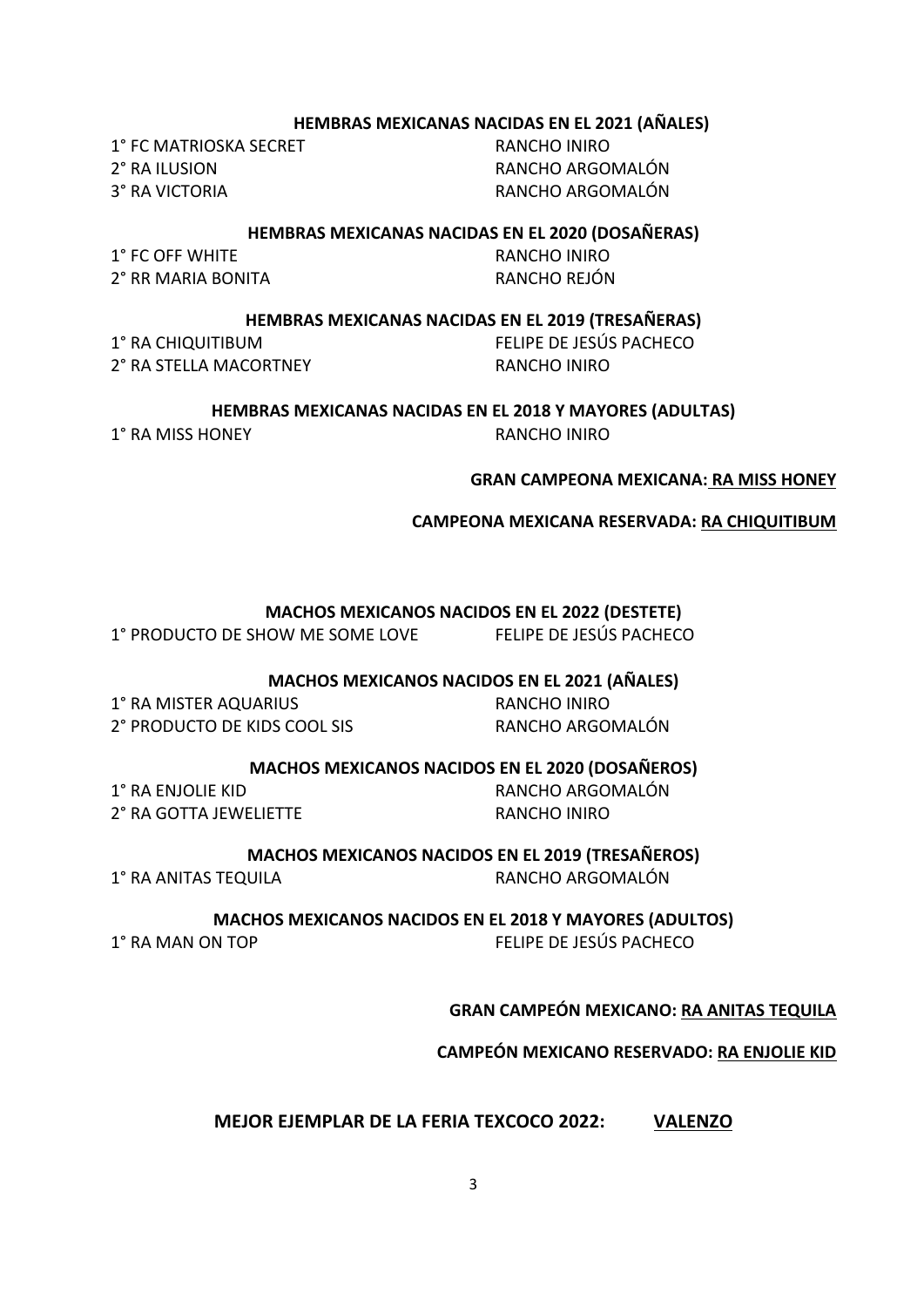**HEMBRAS MEXICANAS NACIDAS EN EL 2021 (AÑALES)**

| | |
|---|---|
| 1° FC MATRIOSKA SECRET | RANCHO INIRO |
| 2° RA ILUSION | RANCHO ARGOMALÓN |
| 3° RA VICTORIA | RANCHO ARGOMALÓN |

**HEMBRAS MEXICANAS NACIDAS EN EL 2020 (DOSAÑERAS)**

| | |
|---|---|
| 1° FC OFF WHITE | RANCHO INIRO |
| 2° RR MARIA BONITA | RANCHO REJÓN |

**HEMBRAS MEXICANAS NACIDAS EN EL 2019 (TRESAÑERAS)**

| | |
|---|---|
| 1° RA CHIQUITIBUM | FELIPE DE JESÚS PACHECO |
| 2° RA STELLA MACORTNEY | RANCHO INIRO |

**HEMBRAS MEXICANAS NACIDAS EN EL 2018 Y MAYORES (ADULTAS)**

| | |
|---|---|
| 1° RA MISS HONEY | RANCHO INIRO |

**GRAN CAMPEONA MEXICANA: RA MISS HONEY**

**CAMPEONA MEXICANA RESERVADA: RA CHIQUITIBUM**

**MACHOS MEXICANOS NACIDOS EN EL 2022 (DESTETE)**

| | |
|---|---|
| 1° PRODUCTO DE SHOW ME SOME LOVE | FELIPE DE JESÚS PACHECO |

**MACHOS MEXICANOS NACIDOS EN EL 2021 (AÑALES)**

| | |
|---|---|
| 1° RA MISTER AQUARIUS | RANCHO INIRO |
| 2° PRODUCTO DE KIDS COOL SIS | RANCHO ARGOMALÓN |

**MACHOS MEXICANOS NACIDOS EN EL 2020 (DOSAÑEROS)**

| | |
|---|---|
| 1° RA ENJOLIE KID | RANCHO ARGOMALÓN |
| 2° RA GOTTA JEWELIETTE | RANCHO INIRO |

**MACHOS MEXICANOS NACIDOS EN EL 2019 (TRESAÑEROS)**

| | |
|---|---|
| 1° RA ANITAS TEQUILA | RANCHO ARGOMALÓN |

**MACHOS MEXICANOS NACIDOS EN EL 2018 Y MAYORES (ADULTOS)**

| | |
|---|---|
| 1° RA MAN ON TOP | FELIPE DE JESÚS PACHECO |

**GRAN CAMPEÓN MEXICANO: RA ANITAS TEQUILA**

**CAMPEÓN MEXICANO RESERVADO: RA ENJOLIE KID**

**MEJOR EJEMPLAR DE LA FERIA TEXCOCO 2022: VALENZO**